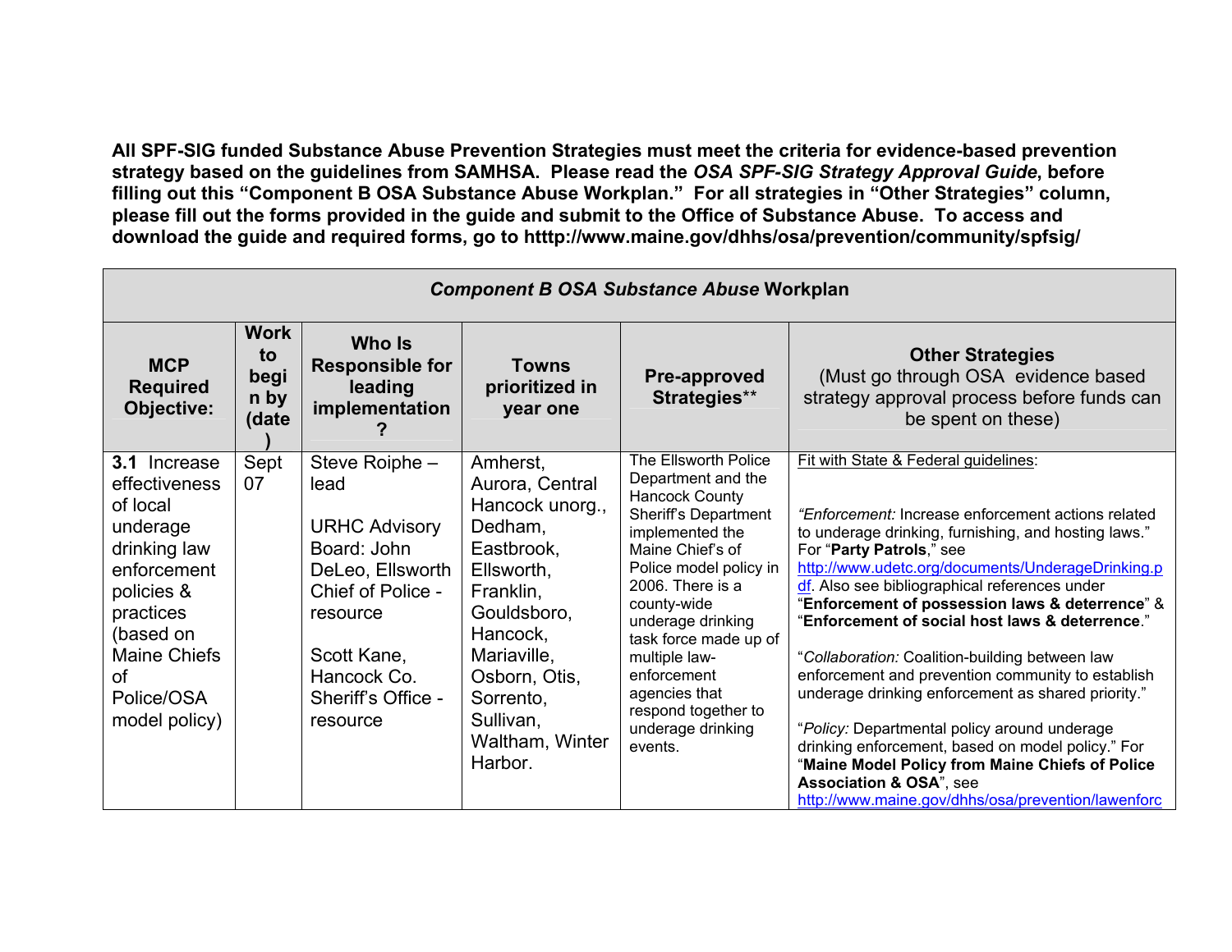**All SPF-SIG funded Substance Abuse Prevention Strategies must meet the criteria for evidence-based prevention strategy based on the guidelines from SAMHSA. Please read the *OSA SPF-SIG Strategy Approval Guide*, before filling out this "Component B OSA Substance Abuse Workplan." For all strategies in "Other Strategies" column, please fill out the forms provided in the guide and submit to the Office of Substance Abuse. To access and download the guide and required forms, go to htttp://www.maine.gov/dhhs/osa/prevention/community/spfsig/**

| ***Component B OSA Substance Abuse* Workplan** | | | | | |
|---|---|---|---|---|---|
| **MCP Required Objective:** | **Work to begin by (date)** | **Who Is Responsible for leading implementation?** | **Towns prioritized in year one** | **Pre-approved Strategies**** | **Other Strategies** (Must go through OSA evidence based strategy approval process before funds can be spent on these) |
| **3.1** Increase effectiveness of local underage drinking law enforcement policies & practices (based on Maine Chiefs of Police/OSA model policy) | Sept 07 | Steve Roiphe – lead<br><br>URHC Advisory Board: John DeLeo, Ellsworth Chief of Police - resource<br><br>Scott Kane, Hancock Co. Sheriff's Office - resource | Amherst, Aurora, Central Hancock unorg., Dedham, Eastbrook, Ellsworth, Franklin, Gouldsboro, Hancock, Mariaville, Osborn, Otis, Sorrento, Sullivan, Waltham, Winter Harbor. | The Ellsworth Police Department and the Hancock County Sheriff's Department implemented the Maine Chief's of Police model policy in 2006. There is a county-wide underage drinking task force made up of multiple law-enforcement agencies that respond together to underage drinking events. | Fit with State & Federal guidelines:<br><br>"*Enforcement:* Increase enforcement actions related to underage drinking, furnishing, and hosting laws." For "**Party Patrols**," see http://www.udetc.org/documents/UnderageDrinking.pdf. Also see bibliographical references under "**Enforcement of possession laws & deterrence**" & "**Enforcement of social host laws & deterrence**."<br><br>"*Collaboration:* Coalition-building between law enforcement and prevention community to establish underage drinking enforcement as shared priority."<br><br>"*Policy:* Departmental policy around underage drinking enforcement, based on model policy." For "**Maine Model Policy from Maine Chiefs of Police Association & OSA**", see http://www.maine.gov/dhhs/osa/prevention/lawenforc |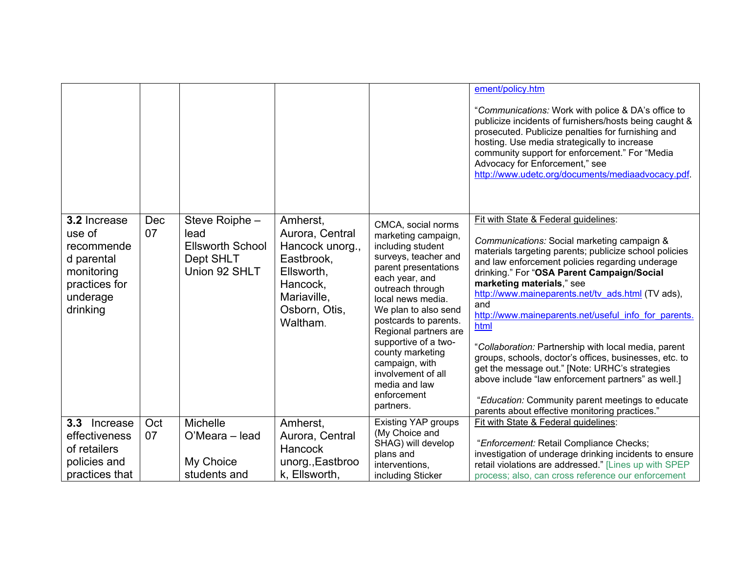| | | | | | |
|---|---|---|---|---|---|
| | | | | | ement/policy.htm<br><br>"*Communications:* Work with police & DA's office to publicize incidents of furnishers/hosts being caught & prosecuted. Publicize penalties for furnishing and hosting. Use media strategically to increase community support for enforcement." For "Media Advocacy for Enforcement," see http://www.udetc.org/documents/mediaadvocacy.pdf. |
| **3.2** Increase use of recommended parental monitoring practices for underage drinking | Dec 07 | Steve Roiphe – lead<br>Ellsworth School Dept SHLT<br>Union 92 SHLT | Amherst, Aurora, Central Hancock unorg., Eastbrook, Ellsworth, Hancock, Mariaville, Osborn, Otis, Waltham. | CMCA, social norms marketing campaign, including student surveys, teacher and parent presentations each year, and outreach through local news media. We plan to also send postcards to parents. Regional partners are supportive of a two-county marketing campaign, with involvement of all media and law enforcement partners. | Fit with State & Federal guidelines:<br><br>*Communications:* Social marketing campaign & materials targeting parents; publicize school policies and law enforcement policies regarding underage drinking." For "**OSA Parent Campaign/Social marketing materials**," see http://www.maineparents.net/tv_ads.html (TV ads), and http://www.maineparents.net/useful_info_for_parents.html<br><br>"*Collaboration:* Partnership with local media, parent groups, schools, doctor's offices, businesses, etc. to get the message out." [Note: URHC's strategies above include "law enforcement partners" as well.]<br><br>"*Education:* Community parent meetings to educate parents about effective monitoring practices." |
| **3.3** Increase effectiveness of retailers policies and practices that | Oct 07 | Michelle O'Meara – lead<br><br>My Choice students and | Amherst, Aurora, Central Hancock unorg., Eastbrook, Ellsworth, | Existing YAP groups (My Choice and SHAG) will develop plans and interventions, including Sticker | Fit with State & Federal guidelines:<br><br>"*Enforcement:* Retail Compliance Checks; investigation of underage drinking incidents to ensure retail violations are addressed." [Lines up with SPEP process; also, can cross reference our enforcement |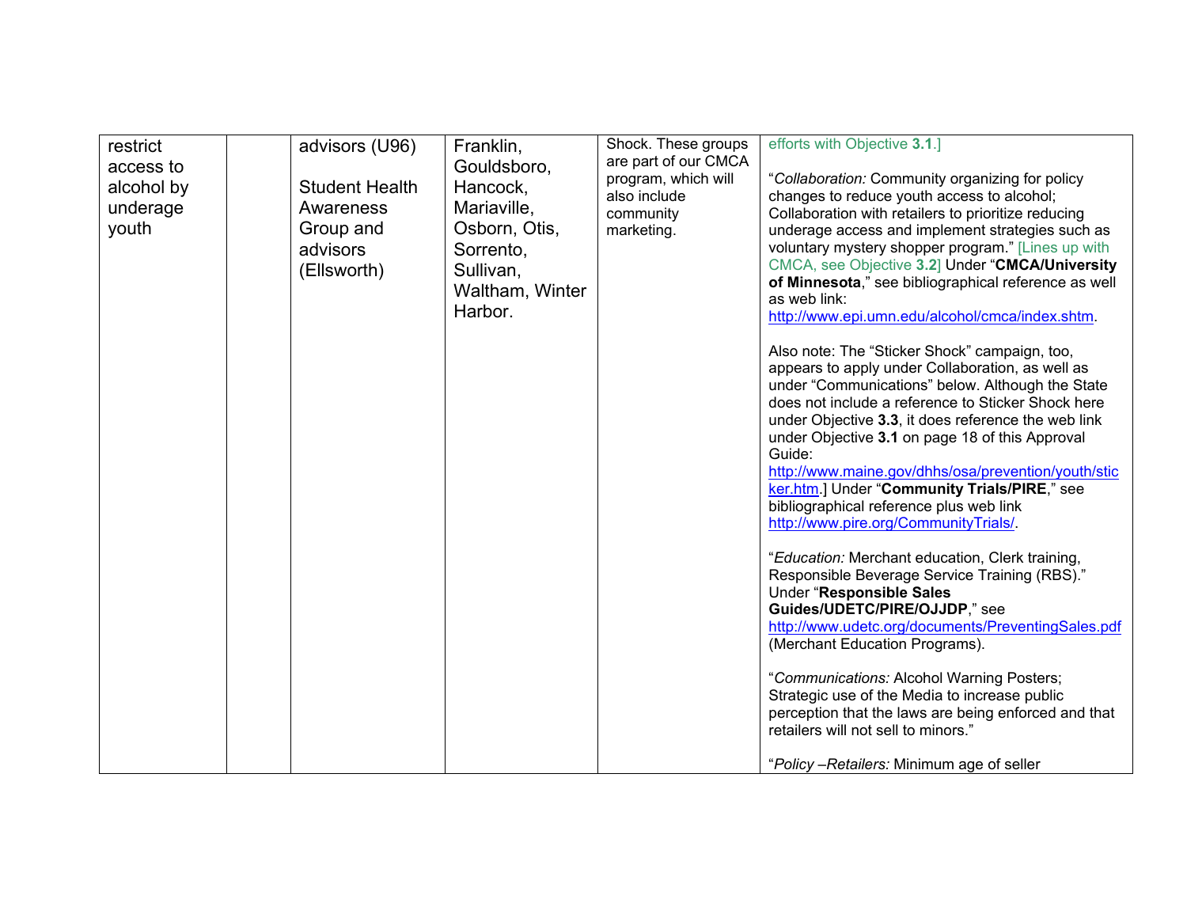| | | | | | |
|---|---|---|---|---|---|
| restrict access to alcohol by underage youth | | advisors (U96)<br><br>Student Health Awareness Group and advisors (Ellsworth) | Franklin, Gouldsboro, Hancock, Mariaville, Osborn, Otis, Sorrento, Sullivan, Waltham, Winter Harbor. | Shock. These groups are part of our CMCA program, which will also include community marketing. | efforts with Objective **3.1**.]<br><br>"*Collaboration:* Community organizing for policy changes to reduce youth access to alcohol; Collaboration with retailers to prioritize reducing underage access and implement strategies such as voluntary mystery shopper program." [Lines up with CMCA, see Objective **3.2**] Under "**CMCA/University of Minnesota**," see bibliographical reference as well as web link: http://www.epi.umn.edu/alcohol/cmca/index.shtm.<br><br>Also note: The "Sticker Shock" campaign, too, appears to apply under Collaboration, as well as under "Communications" below. Although the State does not include a reference to Sticker Shock here under Objective **3.3**, it does reference the web link under Objective **3.1** on page 18 of this Approval Guide: http://www.maine.gov/dhhs/osa/prevention/youth/sticker.htm.] Under "**Community Trials/PIRE**," see bibliographical reference plus web link http://www.pire.org/CommunityTrials/.<br><br>"*Education:* Merchant education, Clerk training, Responsible Beverage Service Training (RBS)." Under "**Responsible Sales Guides/UDETC/PIRE/OJJDP**," see http://www.udetc.org/documents/PreventingSales.pdf (Merchant Education Programs).<br><br>"*Communications:* Alcohol Warning Posters; Strategic use of the Media to increase public perception that the laws are being enforced and that retailers will not sell to minors."<br><br>"*Policy –Retailers:* Minimum age of seller |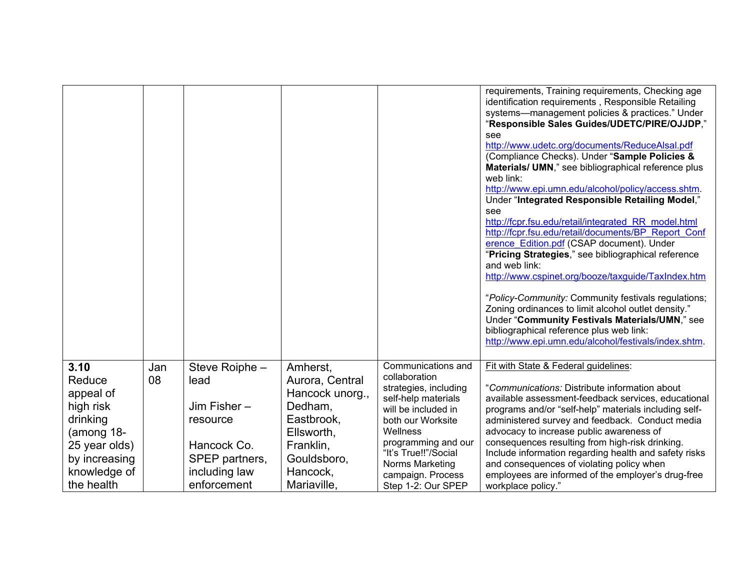| | | | | | |
|---|---|---|---|---|---|
| | | | | | requirements, Training requirements, Checking age identification requirements , Responsible Retailing systems—management policies & practices." Under "**Responsible Sales Guides/UDETC/PIRE/OJJDP**," see http://www.udetc.org/documents/ReduceAlsal.pdf (Compliance Checks). Under "**Sample Policies & Materials/ UMN**," see bibliographical reference plus web link: http://www.epi.umn.edu/alcohol/policy/access.shtm. Under "**Integrated Responsible Retailing Model**," see http://fcpr.fsu.edu/retail/integrated_RR_model.html http://fcpr.fsu.edu/retail/documents/BP_Report_Conference_Edition.pdf (CSAP document). Under "**Pricing Strategies**," see bibliographical reference and web link: http://www.cspinet.org/booze/taxguide/TaxIndex.htm<br><br>"*Policy-Community:* Community festivals regulations; Zoning ordinances to limit alcohol outlet density." Under "**Community Festivals Materials/UMN**," see bibliographical reference plus web link: http://www.epi.umn.edu/alcohol/festivals/index.shtm. |
| **3.10** Reduce appeal of high risk drinking (among 18-25 year olds) by increasing knowledge of the health | Jan 08 | Steve Roiphe – lead<br><br>Jim Fisher – resource<br><br>Hancock Co. SPEP partners, including law enforcement | Amherst, Aurora, Central Hancock unorg., Dedham, Eastbrook, Ellsworth, Franklin, Gouldsboro, Hancock, Mariaville, | Communications and collaboration strategies, including self-help materials will be included in both our Worksite Wellness programming and our "It's True!!"/Social Norms Marketing campaign. Process Step 1-2: Our SPEP | Fit with State & Federal guidelines:<br><br>"*Communications:* Distribute information about available assessment-feedback services, educational programs and/or "self-help" materials including self-administered survey and feedback. Conduct media advocacy to increase public awareness of consequences resulting from high-risk drinking. Include information regarding health and safety risks and consequences of violating policy when employees are informed of the employer's drug-free workplace policy." |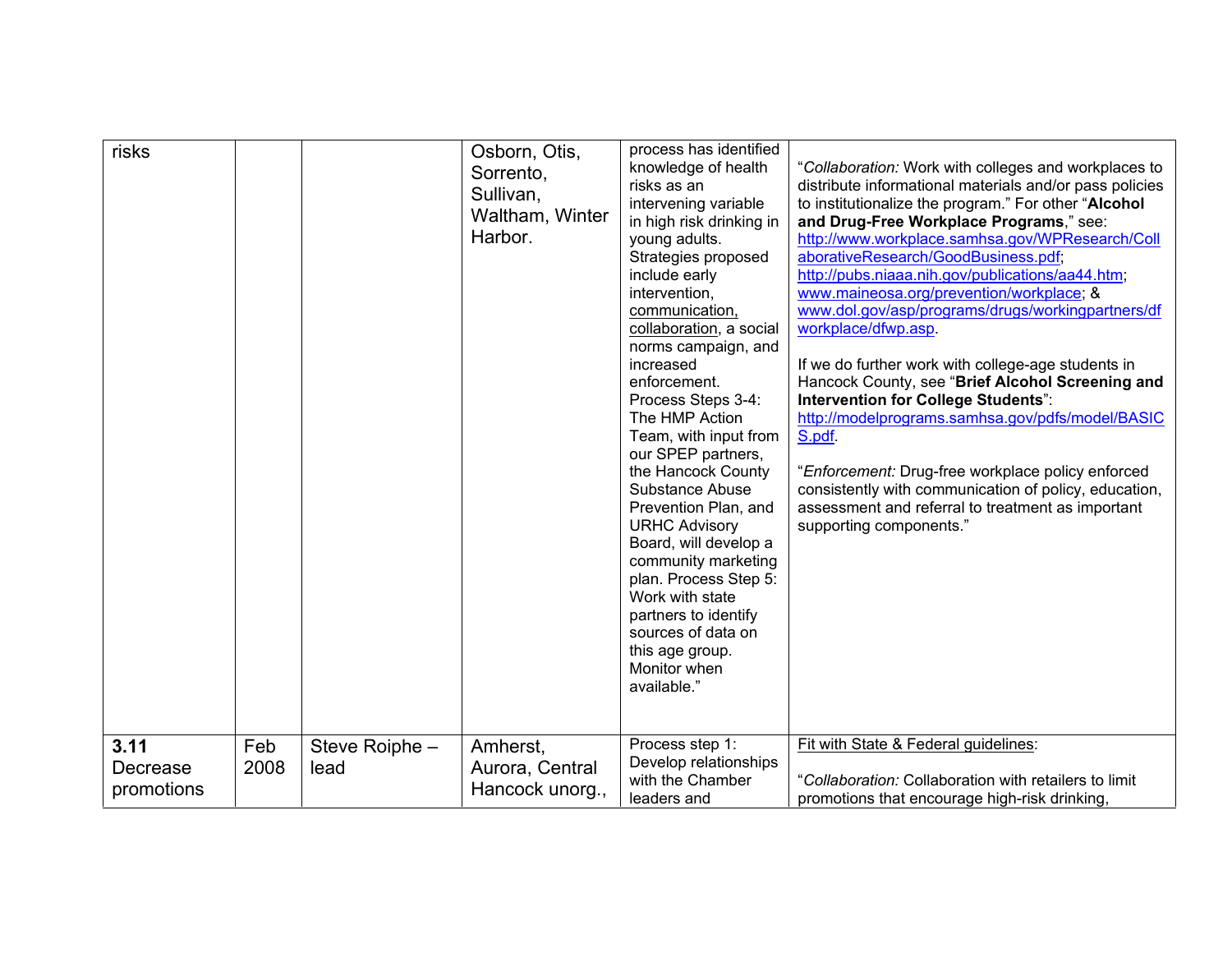| | | | | | |
|---|---|---|---|---|---|
| risks | | | Osborn, Otis, Sorrento, Sullivan, Waltham, Winter Harbor. | process has identified knowledge of health risks as an intervening variable in high risk drinking in young adults. Strategies proposed include early intervention, communication, collaboration, a social norms campaign, and increased enforcement. Process Steps 3-4: The HMP Action Team, with input from our SPEP partners, the Hancock County Substance Abuse Prevention Plan, and URHC Advisory Board, will develop a community marketing plan. Process Step 5: Work with state partners to identify sources of data on this age group. Monitor when available." | "*Collaboration:* Work with colleges and workplaces to distribute informational materials and/or pass policies to institutionalize the program." For other "**Alcohol and Drug-Free Workplace Programs**," see: http://www.workplace.samhsa.gov/WPResearch/CollaborativeResearch/GoodBusiness.pdf; http://pubs.niaaa.nih.gov/publications/aa44.htm; www.maineosa.org/prevention/workplace; & www.dol.gov/asp/programs/drugs/workingpartners/dfworkplace/dfwp.asp.<br><br>If we do further work with college-age students in Hancock County, see "**Brief Alcohol Screening and Intervention for College Students**": http://modelprograms.samhsa.gov/pdfs/model/BASICS.pdf.<br><br>"*Enforcement:* Drug-free workplace policy enforced consistently with communication of policy, education, assessment and referral to treatment as important supporting components." |
| **3.11** Decrease promotions | Feb 2008 | Steve Roiphe – lead | Amherst, Aurora, Central Hancock unorg., | Process step 1: Develop relationships with the Chamber leaders and | Fit with State & Federal guidelines:<br><br>"*Collaboration:* Collaboration with retailers to limit promotions that encourage high-risk drinking, |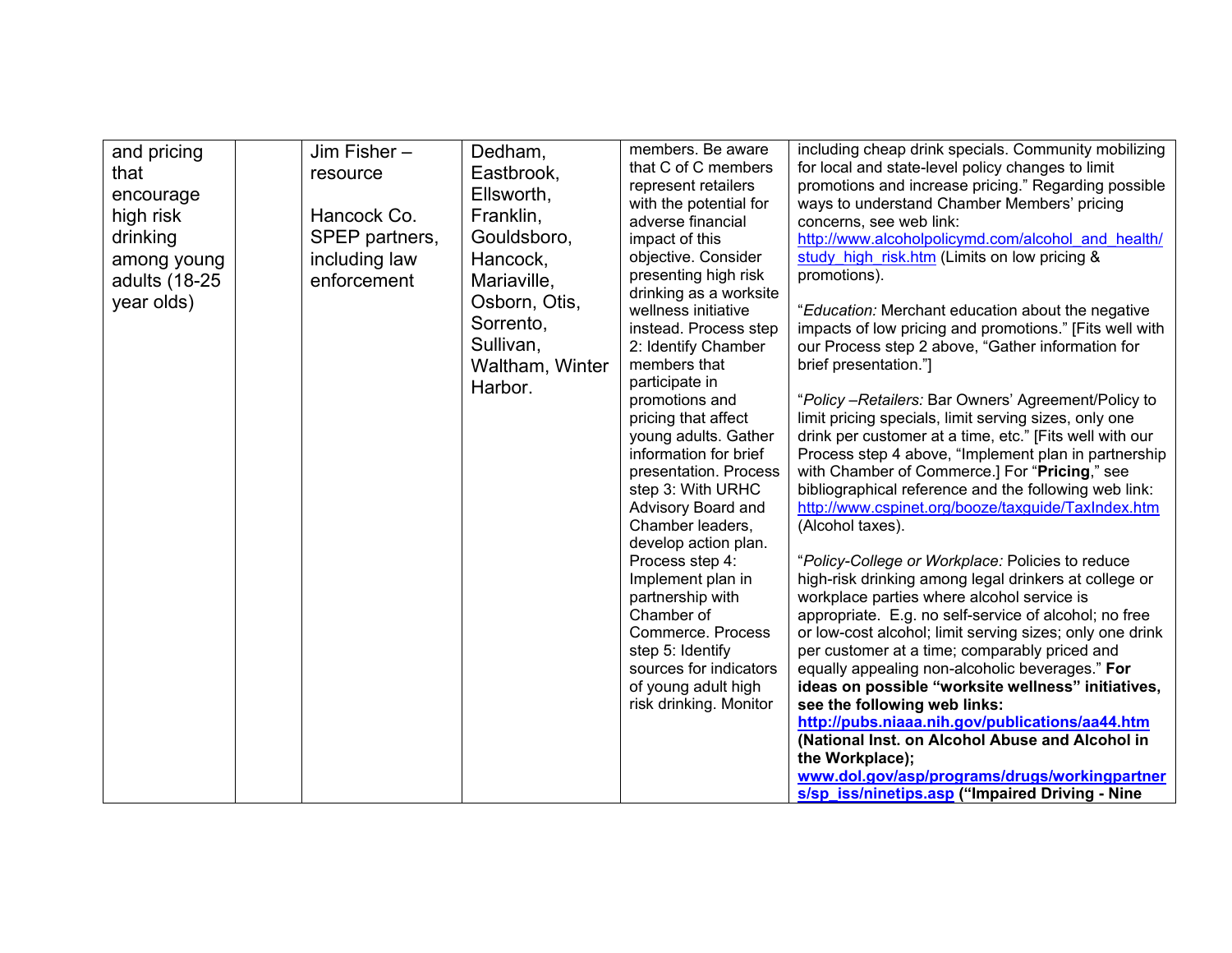| | | | | | |
|---|---|---|---|---|---|
| and pricing that encourage high risk drinking among young adults (18-25 year olds) | | Jim Fisher – resource<br><br>Hancock Co. SPEP partners, including law enforcement | Dedham, Eastbrook, Ellsworth, Franklin, Gouldsboro, Hancock, Mariaville, Osborn, Otis, Sorrento, Sullivan, Waltham, Winter Harbor. | members. Be aware that C of C members represent retailers with the potential for adverse financial impact of this objective. Consider presenting high risk drinking as a worksite wellness initiative instead. Process step 2: Identify Chamber members that participate in promotions and pricing that affect young adults. Gather information for brief presentation. Process step 3: With URHC Advisory Board and Chamber leaders, develop action plan. Process step 4: Implement plan in partnership with Chamber of Commerce. Process step 5: Identify sources for indicators of young adult high risk drinking. Monitor | including cheap drink specials. Community mobilizing for local and state-level policy changes to limit promotions and increase pricing." Regarding possible ways to understand Chamber Members' pricing concerns, see web link: http://www.alcoholpolicymd.com/alcohol_and_health/study_high_risk.htm (Limits on low pricing & promotions).<br><br>"*Education:* Merchant education about the negative impacts of low pricing and promotions." [Fits well with our Process step 2 above, "Gather information for brief presentation."]<br><br>"*Policy –Retailers:* Bar Owners' Agreement/Policy to limit pricing specials, limit serving sizes, only one drink per customer at a time, etc." [Fits well with our Process step 4 above, "Implement plan in partnership with Chamber of Commerce.] For "**Pricing**," see bibliographical reference and the following web link: http://www.cspinet.org/booze/taxguide/TaxIndex.htm (Alcohol taxes).<br><br>"*Policy-College or Workplace:* Policies to reduce high-risk drinking among legal drinkers at college or workplace parties where alcohol service is appropriate. E.g. no self-service of alcohol; no free or low-cost alcohol; limit serving sizes; only one drink per customer at a time; comparably priced and equally appealing non-alcoholic beverages." **For ideas on possible "worksite wellness" initiatives, see the following web links: http://pubs.niaaa.nih.gov/publications/aa44.htm (National Inst. on Alcohol Abuse and Alcohol in the Workplace); www.dol.gov/asp/programs/drugs/workingpartners/sp_iss/ninetips.asp ("Impaired Driving - Nine** |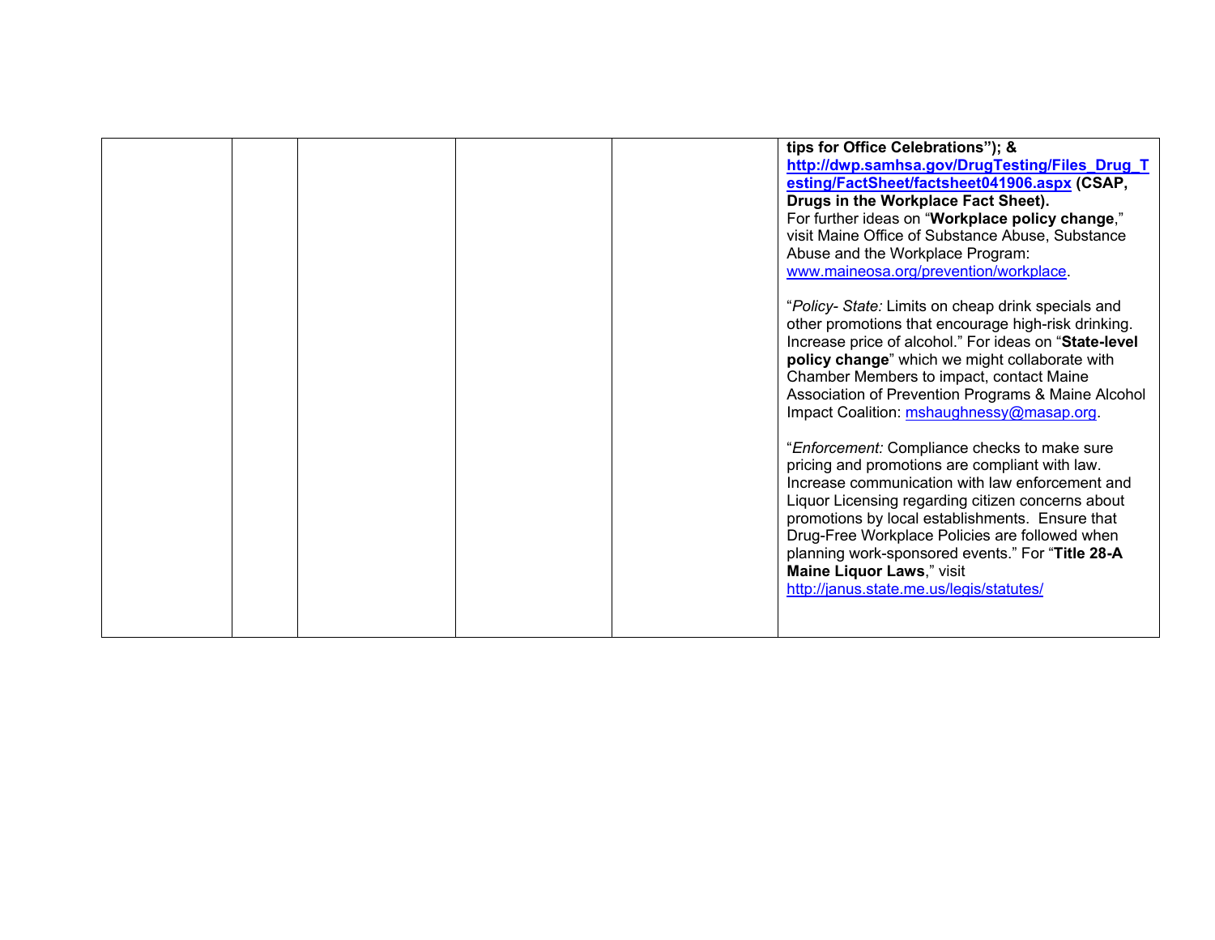| | | | | | |
|---|---|---|---|---|---|
| | | | | | **tips for Office Celebrations"); & [http://dwp.samhsa.gov/DrugTesting/Files_Drug_Testing/FactSheet/factsheet041906.aspx](http://dwp.samhsa.gov/DrugTesting/Files_Drug_Testing/FactSheet/factsheet041906.aspx) (CSAP, Drugs in the Workplace Fact Sheet).**<br>For further ideas on "**Workplace policy change**," visit Maine Office of Substance Abuse, Substance Abuse and the Workplace Program: [www.maineosa.org/prevention/workplace](www.maineosa.org/prevention/workplace).<br><br>"*Policy- State:* Limits on cheap drink specials and other promotions that encourage high-risk drinking. Increase price of alcohol." For ideas on "**State-level policy change**" which we might collaborate with Chamber Members to impact, contact Maine Association of Prevention Programs & Maine Alcohol Impact Coalition: [mshaughnessy@masap.org](mailto:mshaughnessy@masap.org).<br><br>"*Enforcement:* Compliance checks to make sure pricing and promotions are compliant with law. Increase communication with law enforcement and Liquor Licensing regarding citizen concerns about promotions by local establishments. Ensure that Drug-Free Workplace Policies are followed when planning work-sponsored events." For "**Title 28-A Maine Liquor Laws**," visit [http://janus.state.me.us/legis/statutes/](http://janus.state.me.us/legis/statutes/) |